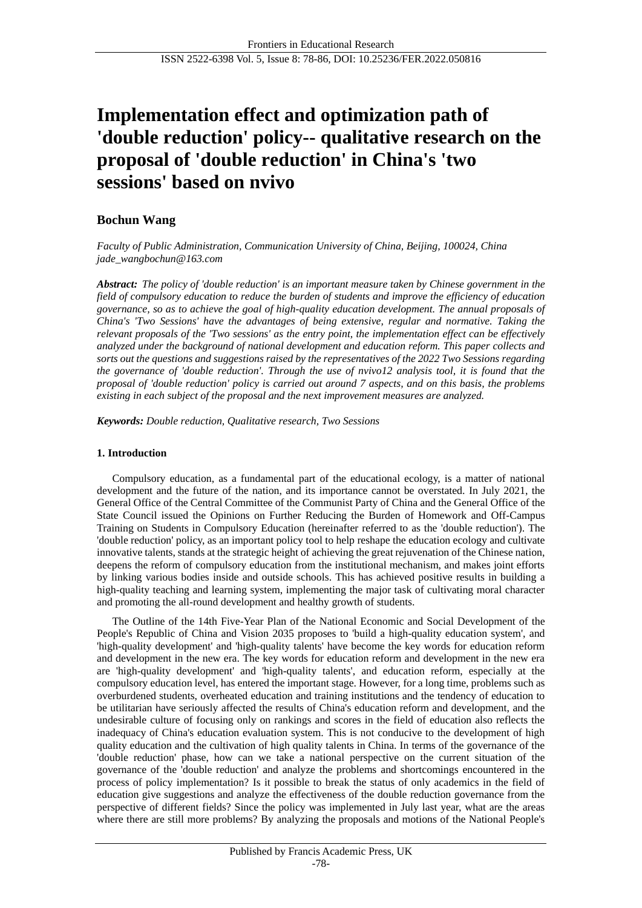# Implementation effect and optimization path of 'double reduction' policy-- qualitative research on the proposal of 'double reduction' in China's 'two sessions' based on nvivo

**Bochun Wang**

*Faculty of Public Administration, Communication University of China, Beijing, 100024, China*
*jade_wangbochun@163.com*

***Abstract:*** *The policy of 'double reduction' is an important measure taken by Chinese government in the field of compulsory education to reduce the burden of students and improve the efficiency of education governance, so as to achieve the goal of high-quality education development. The annual proposals of China's 'Two Sessions' have the advantages of being extensive, regular and normative. Taking the relevant proposals of the 'Two sessions' as the entry point, the implementation effect can be effectively analyzed under the background of national development and education reform. This paper collects and sorts out the questions and suggestions raised by the representatives of the 2022 Two Sessions regarding the governance of 'double reduction'. Through the use of nvivo12 analysis tool, it is found that the proposal of 'double reduction' policy is carried out around 7 aspects, and on this basis, the problems existing in each subject of the proposal and the next improvement measures are analyzed.*

***Keywords:*** *Double reduction, Qualitative research, Two Sessions*

## 1. Introduction

Compulsory education, as a fundamental part of the educational ecology, is a matter of national development and the future of the nation, and its importance cannot be overstated. In July 2021, the General Office of the Central Committee of the Communist Party of China and the General Office of the State Council issued the Opinions on Further Reducing the Burden of Homework and Off-Campus Training on Students in Compulsory Education (hereinafter referred to as the 'double reduction'). The 'double reduction' policy, as an important policy tool to help reshape the education ecology and cultivate innovative talents, stands at the strategic height of achieving the great rejuvenation of the Chinese nation, deepens the reform of compulsory education from the institutional mechanism, and makes joint efforts by linking various bodies inside and outside schools. This has achieved positive results in building a high-quality teaching and learning system, implementing the major task of cultivating moral character and promoting the all-round development and healthy growth of students.

The Outline of the 14th Five-Year Plan of the National Economic and Social Development of the People's Republic of China and Vision 2035 proposes to 'build a high-quality education system', and 'high-quality development' and 'high-quality talents' have become the key words for education reform and development in the new era. The key words for education reform and development in the new era are 'high-quality development' and 'high-quality talents', and education reform, especially at the compulsory education level, has entered the important stage. However, for a long time, problems such as overburdened students, overheated education and training institutions and the tendency of education to be utilitarian have seriously affected the results of China's education reform and development, and the undesirable culture of focusing only on rankings and scores in the field of education also reflects the inadequacy of China's education evaluation system. This is not conducive to the development of high quality education and the cultivation of high quality talents in China. In terms of the governance of the 'double reduction' phase, how can we take a national perspective on the current situation of the governance of the 'double reduction' and analyze the problems and shortcomings encountered in the process of policy implementation? Is it possible to break the status of only academics in the field of education give suggestions and analyze the effectiveness of the double reduction governance from the perspective of different fields? Since the policy was implemented in July last year, what are the areas where there are still more problems? By analyzing the proposals and motions of the National People's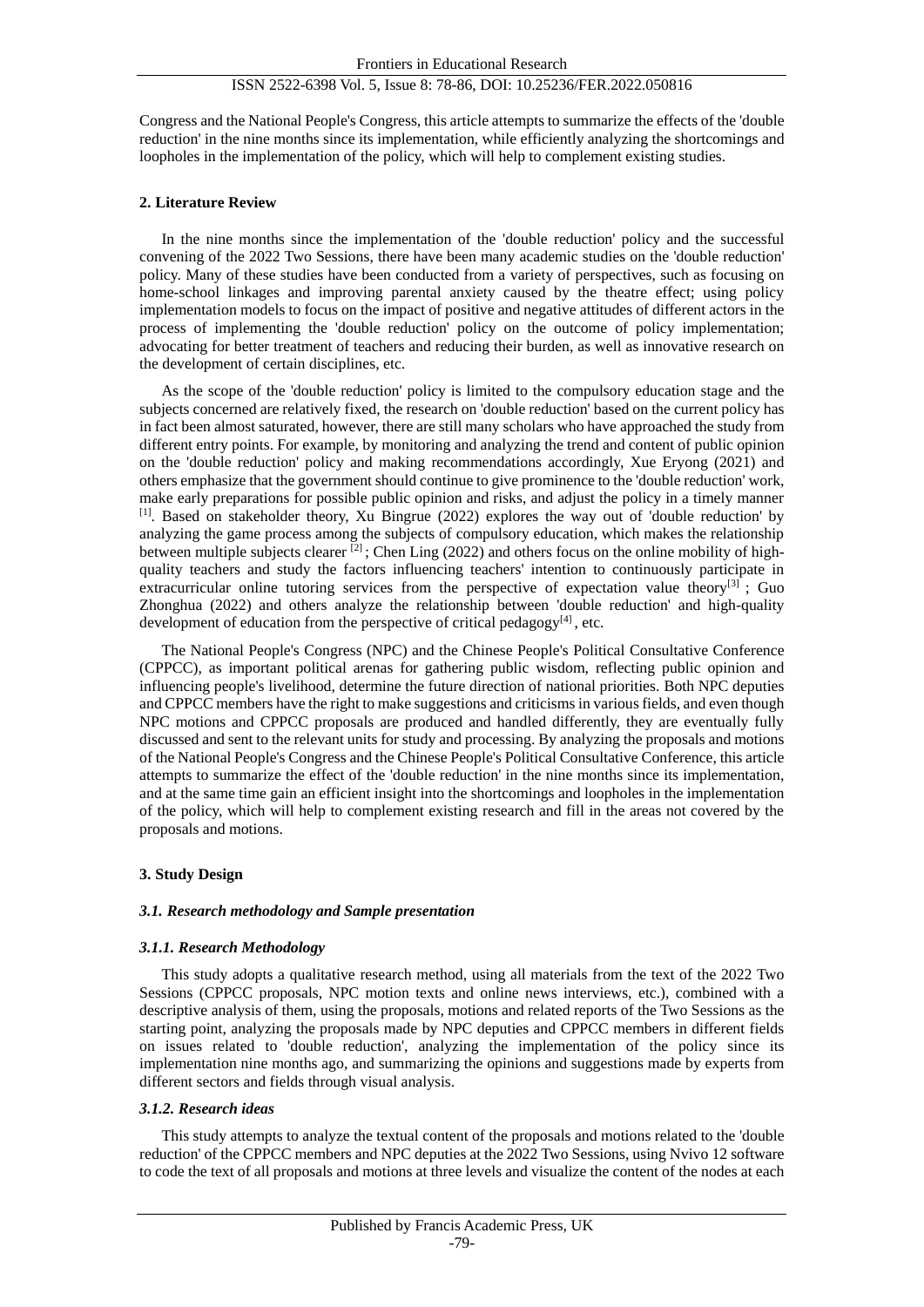Congress and the National People's Congress, this article attempts to summarize the effects of the 'double reduction' in the nine months since its implementation, while efficiently analyzing the shortcomings and loopholes in the implementation of the policy, which will help to complement existing studies.

## 2. Literature Review

In the nine months since the implementation of the 'double reduction' policy and the successful convening of the 2022 Two Sessions, there have been many academic studies on the 'double reduction' policy. Many of these studies have been conducted from a variety of perspectives, such as focusing on home-school linkages and improving parental anxiety caused by the theatre effect; using policy implementation models to focus on the impact of positive and negative attitudes of different actors in the process of implementing the 'double reduction' policy on the outcome of policy implementation; advocating for better treatment of teachers and reducing their burden, as well as innovative research on the development of certain disciplines, etc.

As the scope of the 'double reduction' policy is limited to the compulsory education stage and the subjects concerned are relatively fixed, the research on 'double reduction' based on the current policy has in fact been almost saturated, however, there are still many scholars who have approached the study from different entry points. For example, by monitoring and analyzing the trend and content of public opinion on the 'double reduction' policy and making recommendations accordingly, Xue Eryong (2021) and others emphasize that the government should continue to give prominence to the 'double reduction' work, make early preparations for possible public opinion and risks, and adjust the policy in a timely manner [1]. Based on stakeholder theory, Xu Bingrue (2022) explores the way out of 'double reduction' by analyzing the game process among the subjects of compulsory education, which makes the relationship between multiple subjects clearer [2] ; Chen Ling (2022) and others focus on the online mobility of high-quality teachers and study the factors influencing teachers' intention to continuously participate in extracurricular online tutoring services from the perspective of expectation value theory[3] ; Guo Zhonghua (2022) and others analyze the relationship between 'double reduction' and high-quality development of education from the perspective of critical pedagogy[4] , etc.

The National People's Congress (NPC) and the Chinese People's Political Consultative Conference (CPPCC), as important political arenas for gathering public wisdom, reflecting public opinion and influencing people's livelihood, determine the future direction of national priorities. Both NPC deputies and CPPCC members have the right to make suggestions and criticisms in various fields, and even though NPC motions and CPPCC proposals are produced and handled differently, they are eventually fully discussed and sent to the relevant units for study and processing. By analyzing the proposals and motions of the National People's Congress and the Chinese People's Political Consultative Conference, this article attempts to summarize the effect of the 'double reduction' in the nine months since its implementation, and at the same time gain an efficient insight into the shortcomings and loopholes in the implementation of the policy, which will help to complement existing research and fill in the areas not covered by the proposals and motions.

## 3. Study Design

### *3.1. Research methodology and Sample presentation*

#### *3.1.1. Research Methodology*

This study adopts a qualitative research method, using all materials from the text of the 2022 Two Sessions (CPPCC proposals, NPC motion texts and online news interviews, etc.), combined with a descriptive analysis of them, using the proposals, motions and related reports of the Two Sessions as the starting point, analyzing the proposals made by NPC deputies and CPPCC members in different fields on issues related to 'double reduction', analyzing the implementation of the policy since its implementation nine months ago, and summarizing the opinions and suggestions made by experts from different sectors and fields through visual analysis.

#### *3.1.2. Research ideas*

This study attempts to analyze the textual content of the proposals and motions related to the 'double reduction' of the CPPCC members and NPC deputies at the 2022 Two Sessions, using Nvivo 12 software to code the text of all proposals and motions at three levels and visualize the content of the nodes at each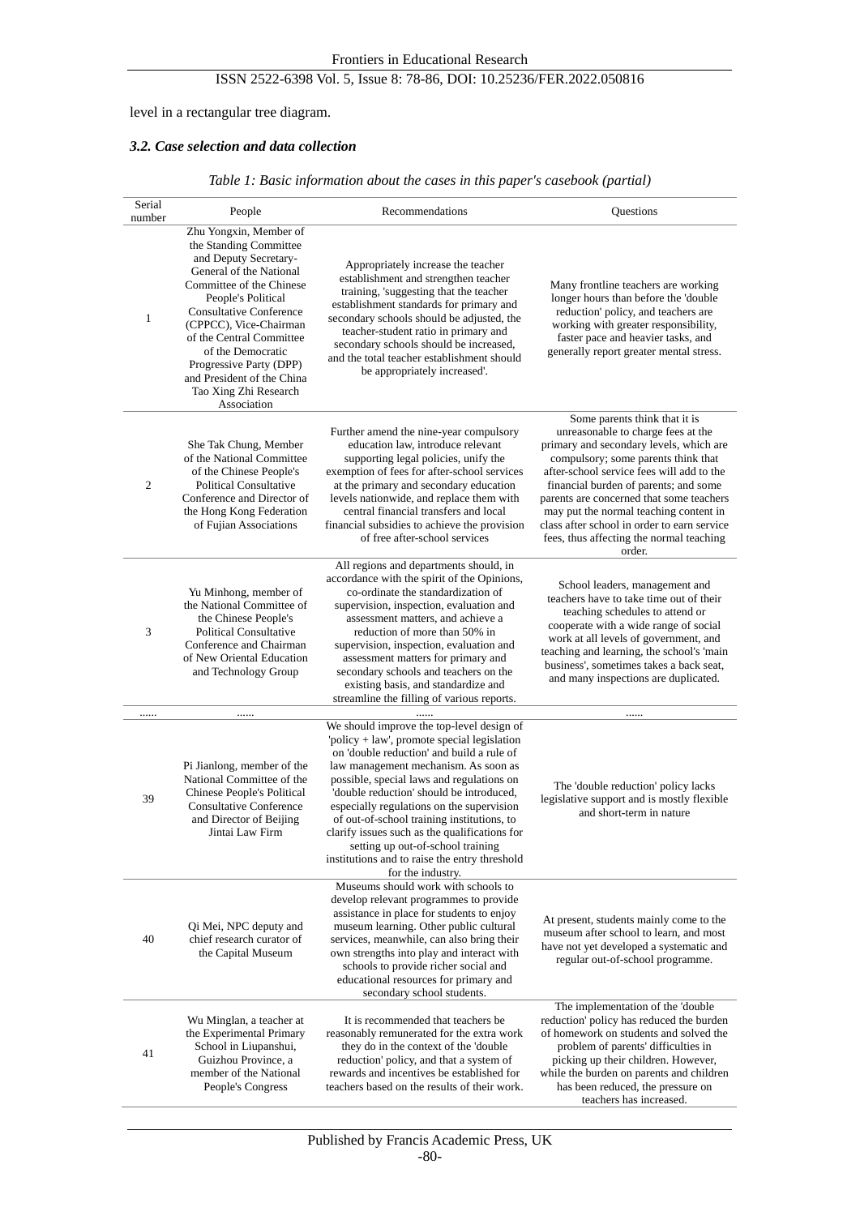level in a rectangular tree diagram.

### *3.2. Case selection and data collection*

*Table 1: Basic information about the cases in this paper's casebook (partial)*

| Serial number | People | Recommendations | Questions |
|---|---|---|---|
| 1 | Zhu Yongxin, Member of the Standing Committee and Deputy Secretary-General of the National Committee of the Chinese People's Political Consultative Conference (CPPCC), Vice-Chairman of the Central Committee of the Democratic Progressive Party (DPP) and President of the China Tao Xing Zhi Research Association | Appropriately increase the teacher establishment and strengthen teacher training, 'suggesting that the teacher establishment standards for primary and secondary schools should be adjusted, the teacher-student ratio in primary and secondary schools should be increased, and the total teacher establishment should be appropriately increased'. | Many frontline teachers are working longer hours than before the 'double reduction' policy, and teachers are working with greater responsibility, faster pace and heavier tasks, and generally report greater mental stress. |
| 2 | She Tak Chung, Member of the National Committee of the Chinese People's Political Consultative Conference and Director of the Hong Kong Federation of Fujian Associations | Further amend the nine-year compulsory education law, introduce relevant supporting legal policies, unify the exemption of fees for after-school services at the primary and secondary education levels nationwide, and replace them with central financial transfers and local financial subsidies to achieve the provision of free after-school services | Some parents think that it is unreasonable to charge fees at the primary and secondary levels, which are compulsory; some parents think that after-school service fees will add to the financial burden of parents; and some parents are concerned that some teachers may put the normal teaching content in class after school in order to earn service fees, thus affecting the normal teaching order. |
| 3 | Yu Minhong, member of the National Committee of the Chinese People's Political Consultative Conference and Chairman of New Oriental Education and Technology Group | All regions and departments should, in accordance with the spirit of the Opinions, co-ordinate the standardization of supervision, inspection, evaluation and assessment matters, and achieve a reduction of more than 50% in supervision, inspection, evaluation and assessment matters for primary and secondary schools and teachers on the existing basis, and standardize and streamline the filling of various reports. | School leaders, management and teachers have to take time out of their teaching schedules to attend or cooperate with a wide range of social work at all levels of government, and teaching and learning, the school's 'main business', sometimes takes a back seat, and many inspections are duplicated. |
| ...... | ...... | ...... | ...... |
| 39 | Pi Jianlong, member of the National Committee of the Chinese People's Political Consultative Conference and Director of Beijing Jintai Law Firm | We should improve the top-level design of 'policy + law', promote special legislation on 'double reduction' and build a rule of law management mechanism. As soon as possible, special laws and regulations on 'double reduction' should be introduced, especially regulations on the supervision of out-of-school training institutions, to clarify issues such as the qualifications for setting up out-of-school training institutions and to raise the entry threshold for the industry. | The 'double reduction' policy lacks legislative support and is mostly flexible and short-term in nature |
| 40 | Qi Mei, NPC deputy and chief research curator of the Capital Museum | Museums should work with schools to develop relevant programmes to provide assistance in place for students to enjoy museum learning. Other public cultural services, meanwhile, can also bring their own strengths into play and interact with schools to provide richer social and educational resources for primary and secondary school students. | At present, students mainly come to the museum after school to learn, and most have not yet developed a systematic and regular out-of-school programme. |
| 41 | Wu Minglan, a teacher at the Experimental Primary School in Liupanshui, Guizhou Province, a member of the National People's Congress | It is recommended that teachers be reasonably remunerated for the extra work they do in the context of the 'double reduction' policy, and that a system of rewards and incentives be established for teachers based on the results of their work. | The implementation of the 'double reduction' policy has reduced the burden of homework on students and solved the problem of parents' difficulties in picking up their children. However, while the burden on parents and children has been reduced, the pressure on teachers has increased. |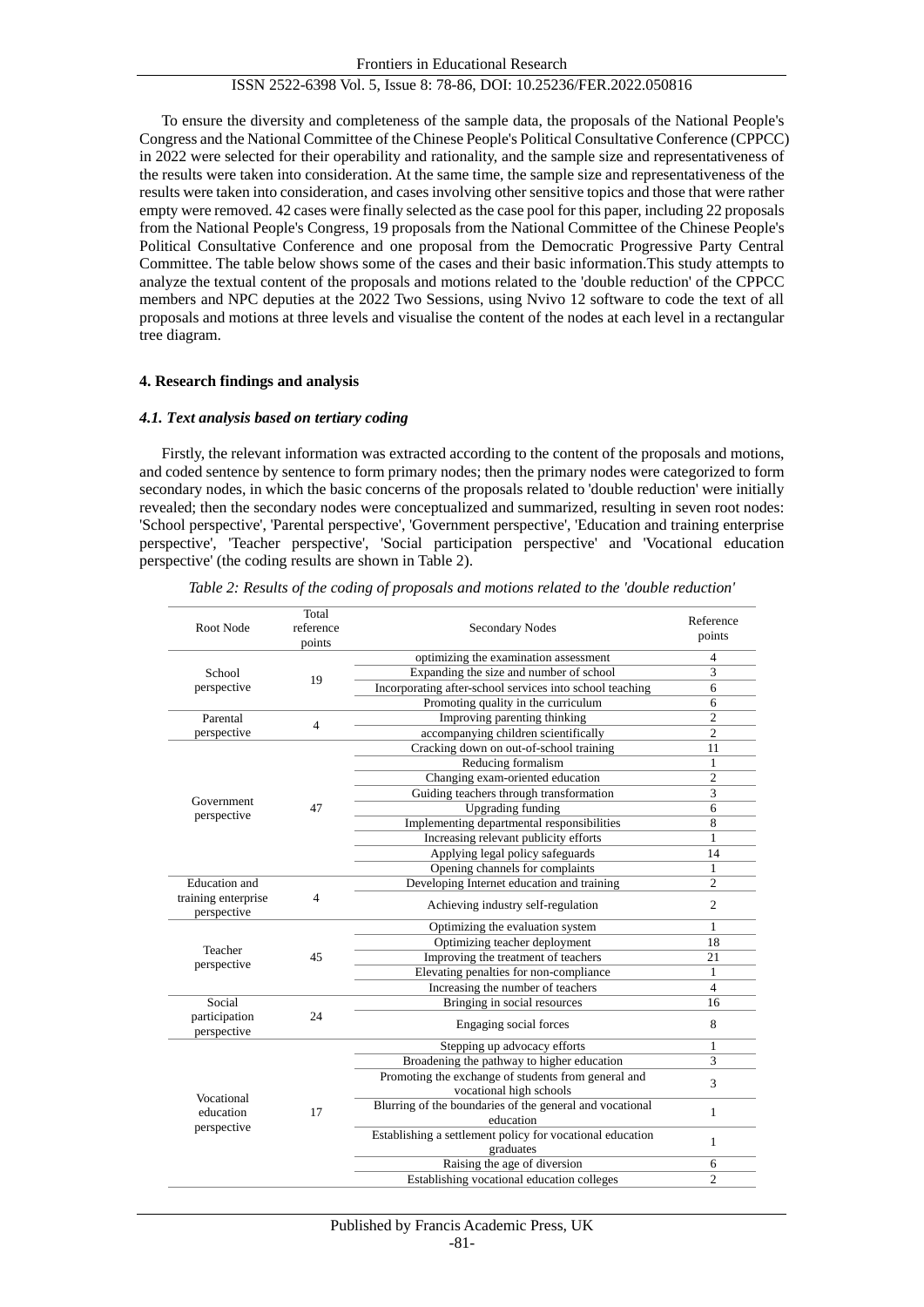To ensure the diversity and completeness of the sample data, the proposals of the National People's Congress and the National Committee of the Chinese People's Political Consultative Conference (CPPCC) in 2022 were selected for their operability and rationality, and the sample size and representativeness of the results were taken into consideration. At the same time, the sample size and representativeness of the results were taken into consideration, and cases involving other sensitive topics and those that were rather empty were removed. 42 cases were finally selected as the case pool for this paper, including 22 proposals from the National People's Congress, 19 proposals from the National Committee of the Chinese People's Political Consultative Conference and one proposal from the Democratic Progressive Party Central Committee. The table below shows some of the cases and their basic information.This study attempts to analyze the textual content of the proposals and motions related to the 'double reduction' of the CPPCC members and NPC deputies at the 2022 Two Sessions, using Nvivo 12 software to code the text of all proposals and motions at three levels and visualise the content of the nodes at each level in a rectangular tree diagram.

## 4. Research findings and analysis

### *4.1. Text analysis based on tertiary coding*

Firstly, the relevant information was extracted according to the content of the proposals and motions, and coded sentence by sentence to form primary nodes; then the primary nodes were categorized to form secondary nodes, in which the basic concerns of the proposals related to 'double reduction' were initially revealed; then the secondary nodes were conceptualized and summarized, resulting in seven root nodes: 'School perspective', 'Parental perspective', 'Government perspective', 'Education and training enterprise perspective', 'Teacher perspective', 'Social participation perspective' and 'Vocational education perspective' (the coding results are shown in Table 2).

*Table 2: Results of the coding of proposals and motions related to the 'double reduction'*

| Root Node | Total reference points | Secondary Nodes | Reference points |
|---|---|---|---|
| School perspective | 19 | optimizing the examination assessment | 4 |
| | | Expanding the size and number of school | 3 |
| | | Incorporating after-school services into school teaching | 6 |
| | | Promoting quality in the curriculum | 6 |
| Parental perspective | 4 | Improving parenting thinking | 2 |
| | | accompanying children scientifically | 2 |
| Government perspective | 47 | Cracking down on out-of-school training | 11 |
| | | Reducing formalism | 1 |
| | | Changing exam-oriented education | 2 |
| | | Guiding teachers through transformation | 3 |
| | | Upgrading funding | 6 |
| | | Implementing departmental responsibilities | 8 |
| | | Increasing relevant publicity efforts | 1 |
| | | Applying legal policy safeguards | 14 |
| | | Opening channels for complaints | 1 |
| Education and training enterprise perspective | 4 | Developing Internet education and training | 2 |
| | | Achieving industry self-regulation | 2 |
| Teacher perspective | 45 | Optimizing the evaluation system | 1 |
| | | Optimizing teacher deployment | 18 |
| | | Improving the treatment of teachers | 21 |
| | | Elevating penalties for non-compliance | 1 |
| | | Increasing the number of teachers | 4 |
| Social participation perspective | 24 | Bringing in social resources | 16 |
| | | Engaging social forces | 8 |
| Vocational education perspective | 17 | Stepping up advocacy efforts | 1 |
| | | Broadening the pathway to higher education | 3 |
| | | Promoting the exchange of students from general and vocational high schools | 3 |
| | | Blurring of the boundaries of the general and vocational education | 1 |
| | | Establishing a settlement policy for vocational education graduates | 1 |
| | | Raising the age of diversion | 6 |
| | | Establishing vocational education colleges | 2 |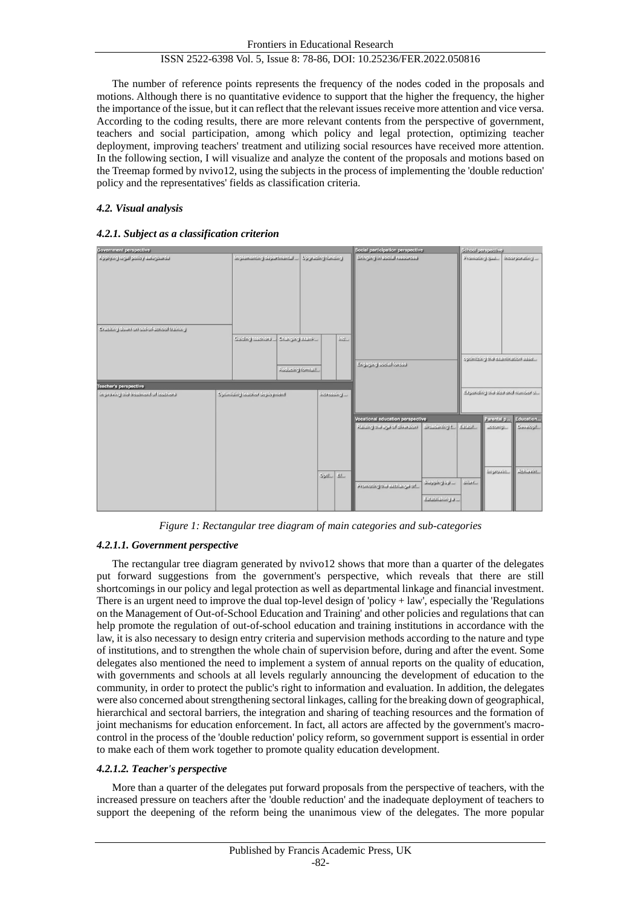The number of reference points represents the frequency of the nodes coded in the proposals and motions. Although there is no quantitative evidence to support that the higher the frequency, the higher the importance of the issue, but it can reflect that the relevant issues receive more attention and vice versa. According to the coding results, there are more relevant contents from the perspective of government, teachers and social participation, among which policy and legal protection, optimizing teacher deployment, improving teachers' treatment and utilizing social resources have received more attention. In the following section, I will visualize and analyze the content of the proposals and motions based on the Treemap formed by nvivo12, using the subjects in the process of implementing the 'double reduction' policy and the representatives' fields as classification criteria.

### *4.2. Visual analysis*

#### *4.2.1. Subject as a classification criterion*

*Figure 1: Rectangular tree diagram of main categories and sub-categories*

#### *4.2.1.1. Government perspective*

The rectangular tree diagram generated by nvivo12 shows that more than a quarter of the delegates put forward suggestions from the government's perspective, which reveals that there are still shortcomings in our policy and legal protection as well as departmental linkage and financial investment. There is an urgent need to improve the dual top-level design of 'policy + law', especially the 'Regulations on the Management of Out-of-School Education and Training' and other policies and regulations that can help promote the regulation of out-of-school education and training institutions in accordance with the law, it is also necessary to design entry criteria and supervision methods according to the nature and type of institutions, and to strengthen the whole chain of supervision before, during and after the event. Some delegates also mentioned the need to implement a system of annual reports on the quality of education, with governments and schools at all levels regularly announcing the development of education to the community, in order to protect the public's right to information and evaluation. In addition, the delegates were also concerned about strengthening sectoral linkages, calling for the breaking down of geographical, hierarchical and sectoral barriers, the integration and sharing of teaching resources and the formation of joint mechanisms for education enforcement. In fact, all actors are affected by the government's macro-control in the process of the 'double reduction' policy reform, so government support is essential in order to make each of them work together to promote quality education development.

#### *4.2.1.2. Teacher's perspective*

More than a quarter of the delegates put forward proposals from the perspective of teachers, with the increased pressure on teachers after the 'double reduction' and the inadequate deployment of teachers to support the deepening of the reform being the unanimous view of the delegates. The more popular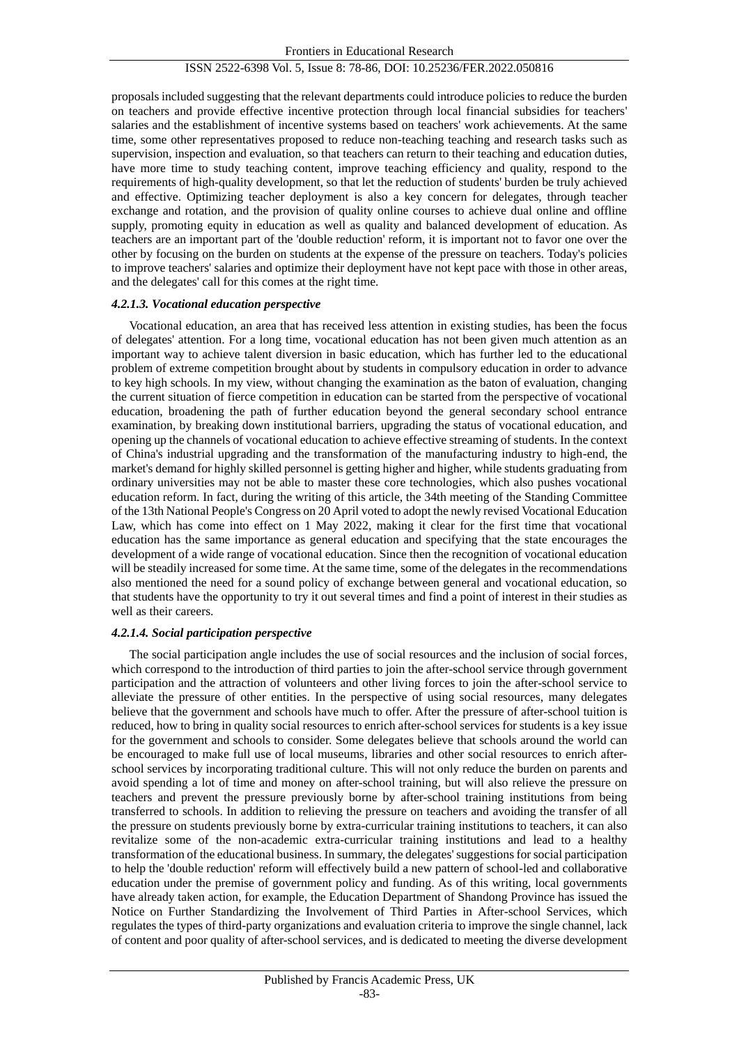proposals included suggesting that the relevant departments could introduce policies to reduce the burden on teachers and provide effective incentive protection through local financial subsidies for teachers' salaries and the establishment of incentive systems based on teachers' work achievements. At the same time, some other representatives proposed to reduce non-teaching teaching and research tasks such as supervision, inspection and evaluation, so that teachers can return to their teaching and education duties, have more time to study teaching content, improve teaching efficiency and quality, respond to the requirements of high-quality development, so that let the reduction of students' burden be truly achieved and effective. Optimizing teacher deployment is also a key concern for delegates, through teacher exchange and rotation, and the provision of quality online courses to achieve dual online and offline supply, promoting equity in education as well as quality and balanced development of education. As teachers are an important part of the 'double reduction' reform, it is important not to favor one over the other by focusing on the burden on students at the expense of the pressure on teachers. Today's policies to improve teachers' salaries and optimize their deployment have not kept pace with those in other areas, and the delegates' call for this comes at the right time.

#### *4.2.1.3. Vocational education perspective*

Vocational education, an area that has received less attention in existing studies, has been the focus of delegates' attention. For a long time, vocational education has not been given much attention as an important way to achieve talent diversion in basic education, which has further led to the educational problem of extreme competition brought about by students in compulsory education in order to advance to key high schools. In my view, without changing the examination as the baton of evaluation, changing the current situation of fierce competition in education can be started from the perspective of vocational education, broadening the path of further education beyond the general secondary school entrance examination, by breaking down institutional barriers, upgrading the status of vocational education, and opening up the channels of vocational education to achieve effective streaming of students. In the context of China's industrial upgrading and the transformation of the manufacturing industry to high-end, the market's demand for highly skilled personnel is getting higher and higher, while students graduating from ordinary universities may not be able to master these core technologies, which also pushes vocational education reform. In fact, during the writing of this article, the 34th meeting of the Standing Committee of the 13th National People's Congress on 20 April voted to adopt the newly revised Vocational Education Law, which has come into effect on 1 May 2022, making it clear for the first time that vocational education has the same importance as general education and specifying that the state encourages the development of a wide range of vocational education. Since then the recognition of vocational education will be steadily increased for some time. At the same time, some of the delegates in the recommendations also mentioned the need for a sound policy of exchange between general and vocational education, so that students have the opportunity to try it out several times and find a point of interest in their studies as well as their careers.

#### *4.2.1.4. Social participation perspective*

The social participation angle includes the use of social resources and the inclusion of social forces, which correspond to the introduction of third parties to join the after-school service through government participation and the attraction of volunteers and other living forces to join the after-school service to alleviate the pressure of other entities. In the perspective of using social resources, many delegates believe that the government and schools have much to offer. After the pressure of after-school tuition is reduced, how to bring in quality social resources to enrich after-school services for students is a key issue for the government and schools to consider. Some delegates believe that schools around the world can be encouraged to make full use of local museums, libraries and other social resources to enrich after-school services by incorporating traditional culture. This will not only reduce the burden on parents and avoid spending a lot of time and money on after-school training, but will also relieve the pressure on teachers and prevent the pressure previously borne by after-school training institutions from being transferred to schools. In addition to relieving the pressure on teachers and avoiding the transfer of all the pressure on students previously borne by extra-curricular training institutions to teachers, it can also revitalize some of the non-academic extra-curricular training institutions and lead to a healthy transformation of the educational business. In summary, the delegates' suggestions for social participation to help the 'double reduction' reform will effectively build a new pattern of school-led and collaborative education under the premise of government policy and funding. As of this writing, local governments have already taken action, for example, the Education Department of Shandong Province has issued the Notice on Further Standardizing the Involvement of Third Parties in After-school Services, which regulates the types of third-party organizations and evaluation criteria to improve the single channel, lack of content and poor quality of after-school services, and is dedicated to meeting the diverse development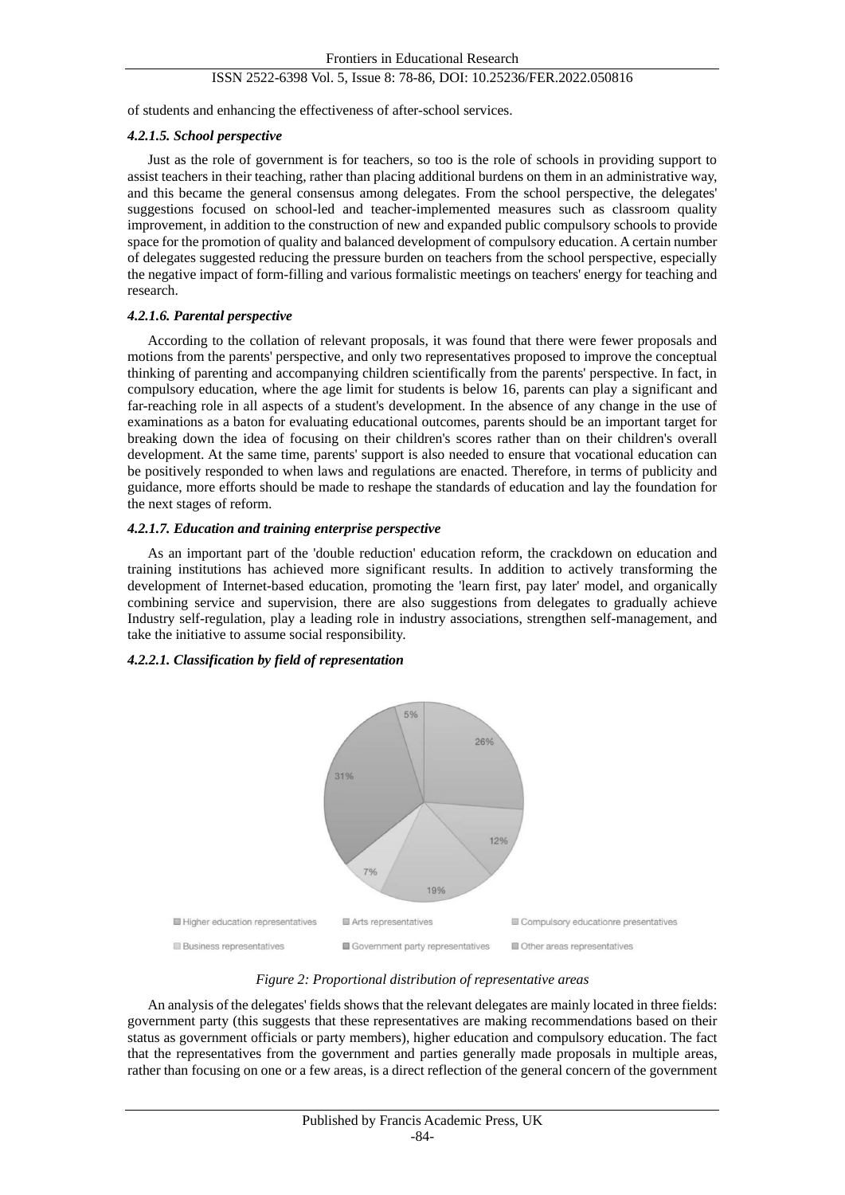of students and enhancing the effectiveness of after-school services.

#### *4.2.1.5. School perspective*

Just as the role of government is for teachers, so too is the role of schools in providing support to assist teachers in their teaching, rather than placing additional burdens on them in an administrative way, and this became the general consensus among delegates. From the school perspective, the delegates' suggestions focused on school-led and teacher-implemented measures such as classroom quality improvement, in addition to the construction of new and expanded public compulsory schools to provide space for the promotion of quality and balanced development of compulsory education. A certain number of delegates suggested reducing the pressure burden on teachers from the school perspective, especially the negative impact of form-filling and various formalistic meetings on teachers' energy for teaching and research.

#### *4.2.1.6. Parental perspective*

According to the collation of relevant proposals, it was found that there were fewer proposals and motions from the parents' perspective, and only two representatives proposed to improve the conceptual thinking of parenting and accompanying children scientifically from the parents' perspective. In fact, in compulsory education, where the age limit for students is below 16, parents can play a significant and far-reaching role in all aspects of a student's development. In the absence of any change in the use of examinations as a baton for evaluating educational outcomes, parents should be an important target for breaking down the idea of focusing on their children's scores rather than on their children's overall development. At the same time, parents' support is also needed to ensure that vocational education can be positively responded to when laws and regulations are enacted. Therefore, in terms of publicity and guidance, more efforts should be made to reshape the standards of education and lay the foundation for the next stages of reform.

#### *4.2.1.7. Education and training enterprise perspective*

As an important part of the 'double reduction' education reform, the crackdown on education and training institutions has achieved more significant results. In addition to actively transforming the development of Internet-based education, promoting the 'learn first, pay later' model, and organically combining service and supervision, there are also suggestions from delegates to gradually achieve Industry self-regulation, play a leading role in industry associations, strengthen self-management, and take the initiative to assume social responsibility.

#### *4.2.2.1. Classification by field of representation*

5%
26%
31%
12%
7%
19%

Higher education representatives | Arts representatives | Compulsory educationre presentatives | Business representatives | Government party representatives | Other areas representatives

*Figure 2: Proportional distribution of representative areas*

An analysis of the delegates' fields shows that the relevant delegates are mainly located in three fields: government party (this suggests that these representatives are making recommendations based on their status as government officials or party members), higher education and compulsory education. The fact that the representatives from the government and parties generally made proposals in multiple areas, rather than focusing on one or a few areas, is a direct reflection of the general concern of the government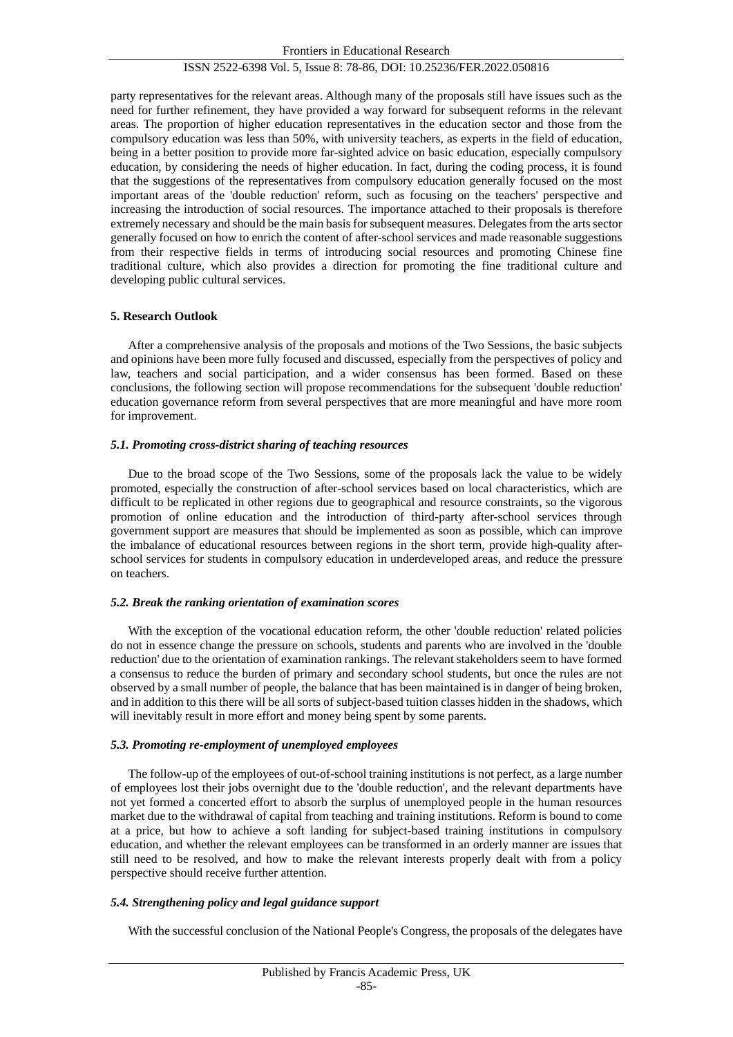party representatives for the relevant areas. Although many of the proposals still have issues such as the need for further refinement, they have provided a way forward for subsequent reforms in the relevant areas. The proportion of higher education representatives in the education sector and those from the compulsory education was less than 50%, with university teachers, as experts in the field of education, being in a better position to provide more far-sighted advice on basic education, especially compulsory education, by considering the needs of higher education. In fact, during the coding process, it is found that the suggestions of the representatives from compulsory education generally focused on the most important areas of the 'double reduction' reform, such as focusing on the teachers' perspective and increasing the introduction of social resources. The importance attached to their proposals is therefore extremely necessary and should be the main basis for subsequent measures. Delegates from the arts sector generally focused on how to enrich the content of after-school services and made reasonable suggestions from their respective fields in terms of introducing social resources and promoting Chinese fine traditional culture, which also provides a direction for promoting the fine traditional culture and developing public cultural services.

## 5. Research Outlook

After a comprehensive analysis of the proposals and motions of the Two Sessions, the basic subjects and opinions have been more fully focused and discussed, especially from the perspectives of policy and law, teachers and social participation, and a wider consensus has been formed. Based on these conclusions, the following section will propose recommendations for the subsequent 'double reduction' education governance reform from several perspectives that are more meaningful and have more room for improvement.

### *5.1. Promoting cross-district sharing of teaching resources*

Due to the broad scope of the Two Sessions, some of the proposals lack the value to be widely promoted, especially the construction of after-school services based on local characteristics, which are difficult to be replicated in other regions due to geographical and resource constraints, so the vigorous promotion of online education and the introduction of third-party after-school services through government support are measures that should be implemented as soon as possible, which can improve the imbalance of educational resources between regions in the short term, provide high-quality after-school services for students in compulsory education in underdeveloped areas, and reduce the pressure on teachers.

### *5.2. Break the ranking orientation of examination scores*

With the exception of the vocational education reform, the other 'double reduction' related policies do not in essence change the pressure on schools, students and parents who are involved in the 'double reduction' due to the orientation of examination rankings. The relevant stakeholders seem to have formed a consensus to reduce the burden of primary and secondary school students, but once the rules are not observed by a small number of people, the balance that has been maintained is in danger of being broken, and in addition to this there will be all sorts of subject-based tuition classes hidden in the shadows, which will inevitably result in more effort and money being spent by some parents.

### *5.3. Promoting re-employment of unemployed employees*

The follow-up of the employees of out-of-school training institutions is not perfect, as a large number of employees lost their jobs overnight due to the 'double reduction', and the relevant departments have not yet formed a concerted effort to absorb the surplus of unemployed people in the human resources market due to the withdrawal of capital from teaching and training institutions. Reform is bound to come at a price, but how to achieve a soft landing for subject-based training institutions in compulsory education, and whether the relevant employees can be transformed in an orderly manner are issues that still need to be resolved, and how to make the relevant interests properly dealt with from a policy perspective should receive further attention.

### *5.4. Strengthening policy and legal guidance support*

With the successful conclusion of the National People's Congress, the proposals of the delegates have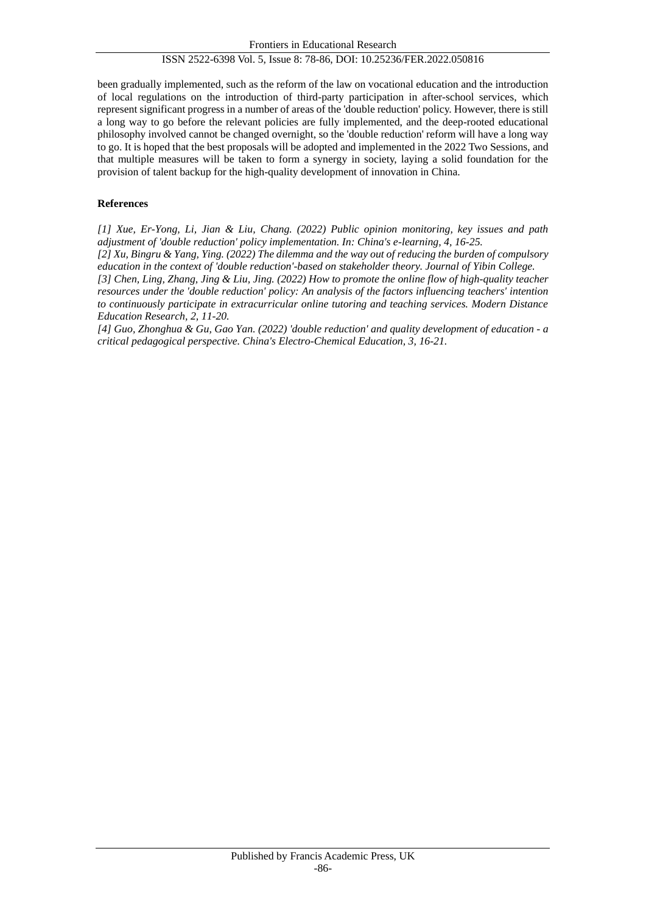been gradually implemented, such as the reform of the law on vocational education and the introduction of local regulations on the introduction of third-party participation in after-school services, which represent significant progress in a number of areas of the 'double reduction' policy. However, there is still a long way to go before the relevant policies are fully implemented, and the deep-rooted educational philosophy involved cannot be changed overnight, so the 'double reduction' reform will have a long way to go. It is hoped that the best proposals will be adopted and implemented in the 2022 Two Sessions, and that multiple measures will be taken to form a synergy in society, laying a solid foundation for the provision of talent backup for the high-quality development of innovation in China.

**References**

*[1] Xue, Er-Yong, Li, Jian & Liu, Chang. (2022) Public opinion monitoring, key issues and path adjustment of 'double reduction' policy implementation. In: China's e-learning, 4, 16-25.*

*[2] Xu, Bingru & Yang, Ying. (2022) The dilemma and the way out of reducing the burden of compulsory education in the context of 'double reduction'-based on stakeholder theory. Journal of Yibin College.*

*[3] Chen, Ling, Zhang, Jing & Liu, Jing. (2022) How to promote the online flow of high-quality teacher resources under the 'double reduction' policy: An analysis of the factors influencing teachers' intention to continuously participate in extracurricular online tutoring and teaching services. Modern Distance Education Research, 2, 11-20.*

*[4] Guo, Zhonghua & Gu, Gao Yan. (2022) 'double reduction' and quality development of education - a critical pedagogical perspective. China's Electro-Chemical Education, 3, 16-21.*